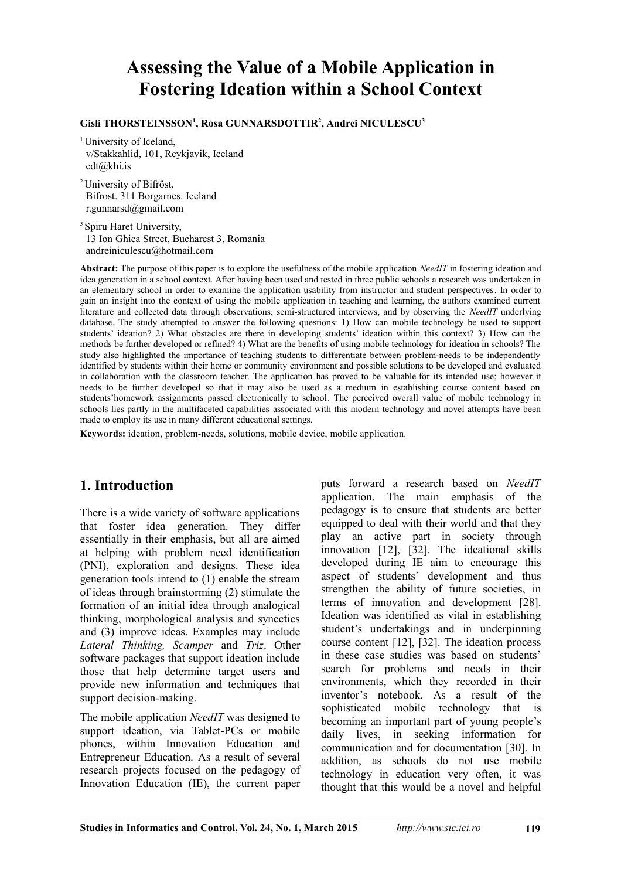# Assessing the Value of a Mobile Application in Fostering Ideation within a School Context

**Gisli THORSTEINSSON[1], Rosa GUNNARSDOTTIR[2], Andrei NICULESCU[3]**

[1] University of Iceland,
v/Stakkahlid, 101, Reykjavik, Iceland
cdt@khi.is

[2] University of Bifröst,
Bifrost. 311 Borgarnes. Iceland
r.gunnarsd@gmail.com

[3] Spiru Haret University,
13 Ion Ghica Street, Bucharest 3, Romania
andreiniculescu@hotmail.com

**Abstract:** The purpose of this paper is to explore the usefulness of the mobile application *NeedIT* in fostering ideation and idea generation in a school context. After having been used and tested in three public schools a research was undertaken in an elementary school in order to examine the application usability from instructor and student perspectives. In order to gain an insight into the context of using the mobile application in teaching and learning, the authors examined current literature and collected data through observations, semi-structured interviews, and by observing the *NeedIT* underlying database. The study attempted to answer the following questions: 1) How can mobile technology be used to support students' ideation? 2) What obstacles are there in developing students' ideation within this context? 3) How can the methods be further developed or refined? 4) What are the benefits of using mobile technology for ideation in schools? The study also highlighted the importance of teaching students to differentiate between problem-needs to be independently identified by students within their home or community environment and possible solutions to be developed and evaluated in collaboration with the classroom teacher. The application has proved to be valuable for its intended use; however it needs to be further developed so that it may also be used as a medium in establishing course content based on students'homework assignments passed electronically to school. The perceived overall value of mobile technology in schools lies partly in the multifaceted capabilities associated with this modern technology and novel attempts have been made to employ its use in many different educational settings.

**Keywords:** ideation, problem-needs, solutions, mobile device, mobile application.

## 1. Introduction

There is a wide variety of software applications that foster idea generation. They differ essentially in their emphasis, but all are aimed at helping with problem need identification (PNI), exploration and designs. These idea generation tools intend to (1) enable the stream of ideas through brainstorming (2) stimulate the formation of an initial idea through analogical thinking, morphological analysis and synectics and (3) improve ideas. Examples may include *Lateral Thinking, Scamper* and *Triz*. Other software packages that support ideation include those that help determine target users and provide new information and techniques that support decision-making.

The mobile application *NeedIT* was designed to support ideation, via Tablet-PCs or mobile phones, within Innovation Education and Entrepreneur Education. As a result of several research projects focused on the pedagogy of Innovation Education (IE), the current paper puts forward a research based on *NeedIT* application. The main emphasis of the pedagogy is to ensure that students are better equipped to deal with their world and that they play an active part in society through innovation [12], [32]. The ideational skills developed during IE aim to encourage this aspect of students' development and thus strengthen the ability of future societies, in terms of innovation and development [28]. Ideation was identified as vital in establishing student's undertakings and in underpinning course content [12], [32]. The ideation process in these case studies was based on students' search for problems and needs in their environments, which they recorded in their inventor's notebook. As a result of the sophisticated mobile technology that is becoming an important part of young people's daily lives, in seeking information for communication and for documentation [30]. In addition, as schools do not use mobile technology in education very often, it was thought that this would be a novel and helpful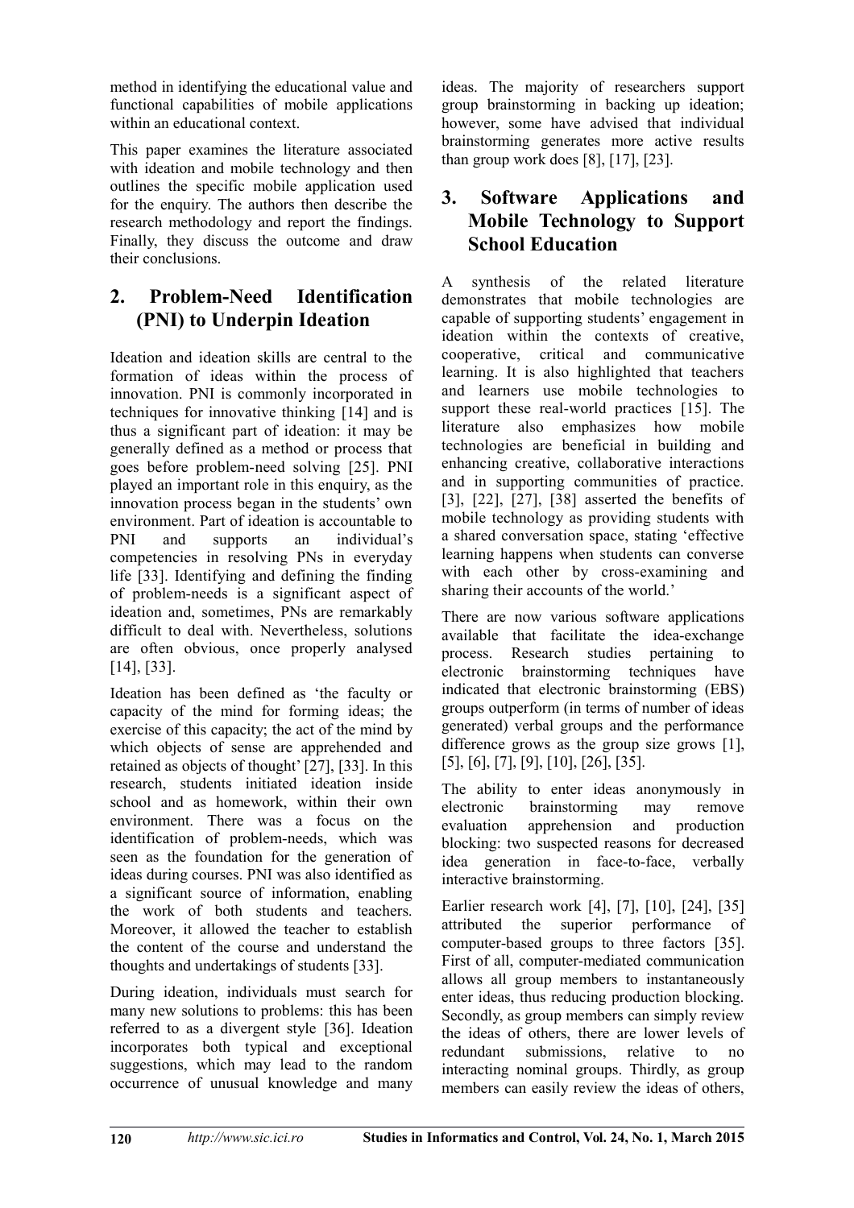method in identifying the educational value and functional capabilities of mobile applications within an educational context.

This paper examines the literature associated with ideation and mobile technology and then outlines the specific mobile application used for the enquiry. The authors then describe the research methodology and report the findings. Finally, they discuss the outcome and draw their conclusions.

## 2. Problem-Need Identification (PNI) to Underpin Ideation

Ideation and ideation skills are central to the formation of ideas within the process of innovation. PNI is commonly incorporated in techniques for innovative thinking [14] and is thus a significant part of ideation: it may be generally defined as a method or process that goes before problem-need solving [25]. PNI played an important role in this enquiry, as the innovation process began in the students' own environment. Part of ideation is accountable to PNI and supports an individual's competencies in resolving PNs in everyday life [33]. Identifying and defining the finding of problem-needs is a significant aspect of ideation and, sometimes, PNs are remarkably difficult to deal with. Nevertheless, solutions are often obvious, once properly analysed [14], [33].

Ideation has been defined as 'the faculty or capacity of the mind for forming ideas; the exercise of this capacity; the act of the mind by which objects of sense are apprehended and retained as objects of thought' [27], [33]. In this research, students initiated ideation inside school and as homework, within their own environment. There was a focus on the identification of problem-needs, which was seen as the foundation for the generation of ideas during courses. PNI was also identified as a significant source of information, enabling the work of both students and teachers. Moreover, it allowed the teacher to establish the content of the course and understand the thoughts and undertakings of students [33].

During ideation, individuals must search for many new solutions to problems: this has been referred to as a divergent style [36]. Ideation incorporates both typical and exceptional suggestions, which may lead to the random occurrence of unusual knowledge and many ideas. The majority of researchers support group brainstorming in backing up ideation; however, some have advised that individual brainstorming generates more active results than group work does [8], [17], [23].

## 3. Software Applications and Mobile Technology to Support School Education

A synthesis of the related literature demonstrates that mobile technologies are capable of supporting students' engagement in ideation within the contexts of creative, cooperative, critical and communicative learning. It is also highlighted that teachers and learners use mobile technologies to support these real-world practices [15]. The literature also emphasizes how mobile technologies are beneficial in building and enhancing creative, collaborative interactions and in supporting communities of practice. [3], [22], [27], [38] asserted the benefits of mobile technology as providing students with a shared conversation space, stating 'effective learning happens when students can converse with each other by cross-examining and sharing their accounts of the world.'

There are now various software applications available that facilitate the idea-exchange process. Research studies pertaining to electronic brainstorming techniques have indicated that electronic brainstorming (EBS) groups outperform (in terms of number of ideas generated) verbal groups and the performance difference grows as the group size grows [1], [5], [6], [7], [9], [10], [26], [35].

The ability to enter ideas anonymously in electronic brainstorming may remove evaluation apprehension and production blocking: two suspected reasons for decreased idea generation in face-to-face, verbally interactive brainstorming.

Earlier research work [4], [7], [10], [24], [35] attributed the superior performance of computer-based groups to three factors [35]. First of all, computer-mediated communication allows all group members to instantaneously enter ideas, thus reducing production blocking. Secondly, as group members can simply review the ideas of others, there are lower levels of redundant submissions, relative to no interacting nominal groups. Thirdly, as group members can easily review the ideas of others,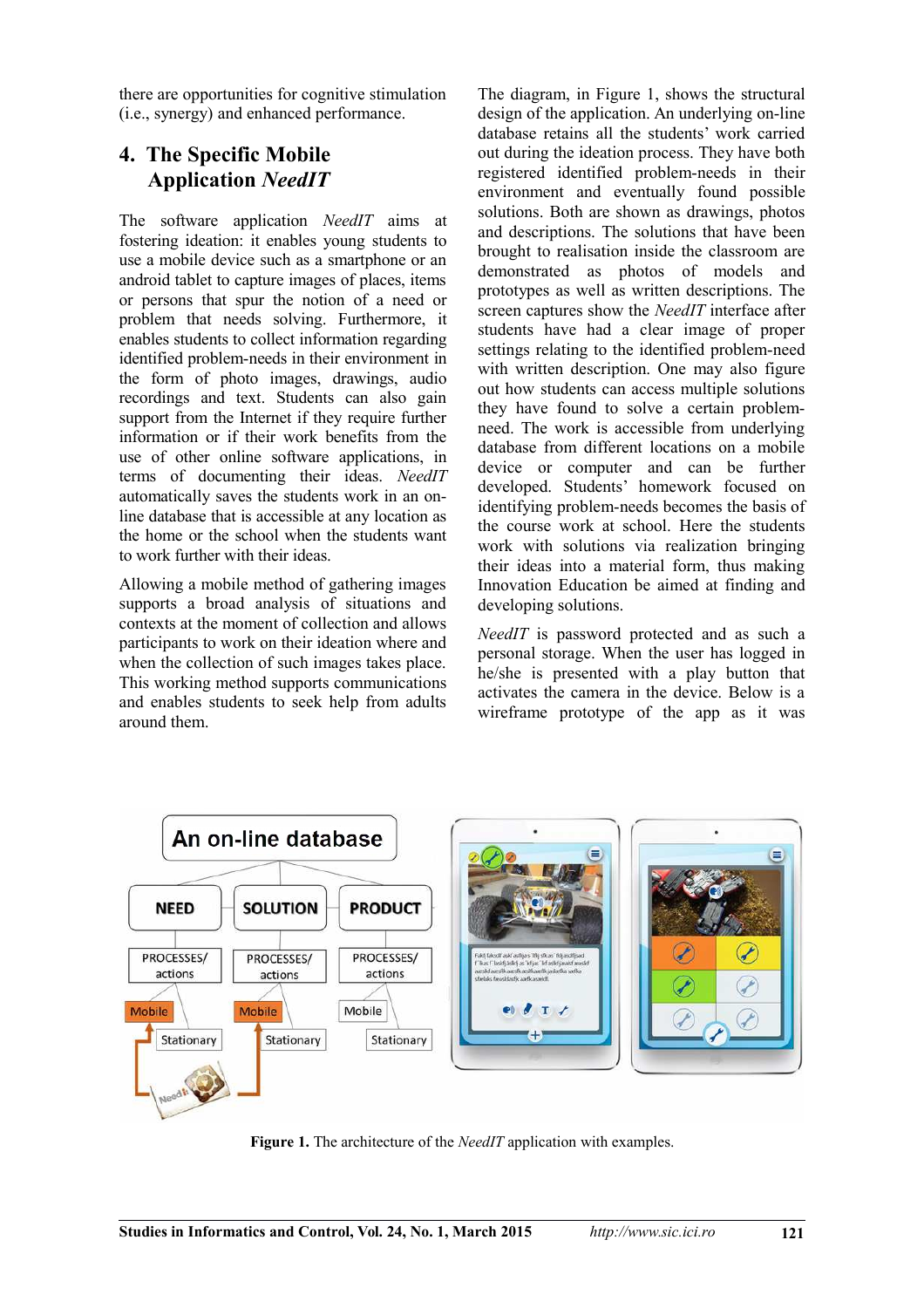there are opportunities for cognitive stimulation (i.e., synergy) and enhanced performance.

## 4. The Specific Mobile Application *NeedIT*

The software application *NeedIT* aims at fostering ideation: it enables young students to use a mobile device such as a smartphone or an android tablet to capture images of places, items or persons that spur the notion of a need or problem that needs solving. Furthermore, it enables students to collect information regarding identified problem-needs in their environment in the form of photo images, drawings, audio recordings and text. Students can also gain support from the Internet if they require further information or if their work benefits from the use of other online software applications, in terms of documenting their ideas. *NeedIT* automatically saves the students work in an on-line database that is accessible at any location as the home or the school when the students want to work further with their ideas.

Allowing a mobile method of gathering images supports a broad analysis of situations and contexts at the moment of collection and allows participants to work on their ideation where and when the collection of such images takes place. This working method supports communications and enables students to seek help from adults around them.

The diagram, in Figure 1, shows the structural design of the application. An underlying on-line database retains all the students' work carried out during the ideation process. They have both registered identified problem-needs in their environment and eventually found possible solutions. Both are shown as drawings, photos and descriptions. The solutions that have been brought to realisation inside the classroom are demonstrated as photos of models and prototypes as well as written descriptions. The screen captures show the *NeedIT* interface after students have had a clear image of proper settings relating to the identified problem-need with written description. One may also figure out how students can access multiple solutions they have found to solve a certain problem-need. The work is accessible from underlying database from different locations on a mobile device or computer and can be further developed. Students' homework focused on identifying problem-needs becomes the basis of the course work at school. Here the students work with solutions via realization bringing their ideas into a material form, thus making Innovation Education be aimed at finding and developing solutions.

*NeedIT* is password protected and as such a personal storage. When the user has logged in he/she is presented with a play button that activates the camera in the device. Below is a wireframe prototype of the app as it was

**Figure 1.** The architecture of the *NeedIT* application with examples.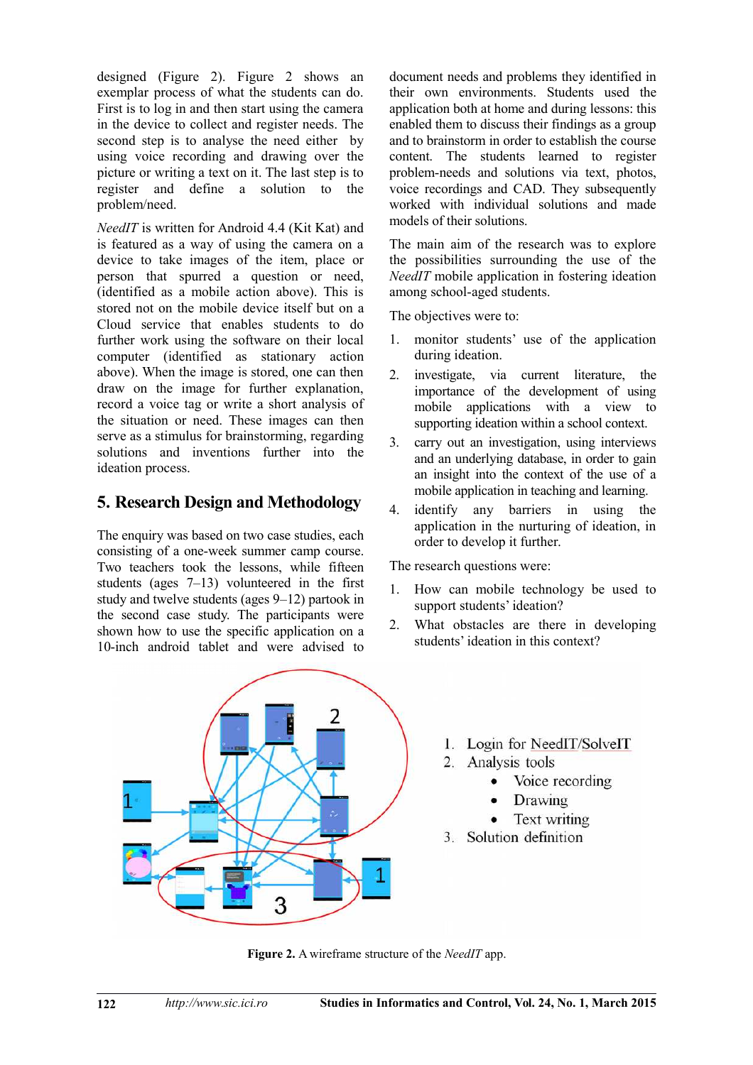designed (Figure 2). Figure 2 shows an exemplar process of what the students can do. First is to log in and then start using the camera in the device to collect and register needs. The second step is to analyse the need either by using voice recording and drawing over the picture or writing a text on it. The last step is to register and define a solution to the problem/need.

*NeedIT* is written for Android 4.4 (Kit Kat) and is featured as a way of using the camera on a device to take images of the item, place or person that spurred a question or need, (identified as a mobile action above). This is stored not on the mobile device itself but on a Cloud service that enables students to do further work using the software on their local computer (identified as stationary action above). When the image is stored, one can then draw on the image for further explanation, record a voice tag or write a short analysis of the situation or need. These images can then serve as a stimulus for brainstorming, regarding solutions and inventions further into the ideation process.

## 5. Research Design and Methodology

The enquiry was based on two case studies, each consisting of a one-week summer camp course. Two teachers took the lessons, while fifteen students (ages 7–13) volunteered in the first study and twelve students (ages 9–12) partook in the second case study. The participants were shown how to use the specific application on a 10-inch android tablet and were advised to document needs and problems they identified in their own environments. Students used the application both at home and during lessons: this enabled them to discuss their findings as a group and to brainstorm in order to establish the course content. The students learned to register problem-needs and solutions via text, photos, voice recordings and CAD. They subsequently worked with individual solutions and made models of their solutions.

The main aim of the research was to explore the possibilities surrounding the use of the *NeedIT* mobile application in fostering ideation among school-aged students.

The objectives were to:

1. monitor students' use of the application during ideation.
2. investigate, via current literature, the importance of the development of using mobile applications with a view to supporting ideation within a school context.
3. carry out an investigation, using interviews and an underlying database, in order to gain an insight into the context of the use of a mobile application in teaching and learning.
4. identify any barriers in using the application in the nurturing of ideation, in order to develop it further.

The research questions were:

1. How can mobile technology be used to support students' ideation?
2. What obstacles are there in developing students' ideation in this context?

1. Login for NeedIT/SolveIT
2. Analysis tools
   - Voice recording
   - Drawing
   - Text writing
3. Solution definition

**Figure 2.** A wireframe structure of the *NeedIT* app.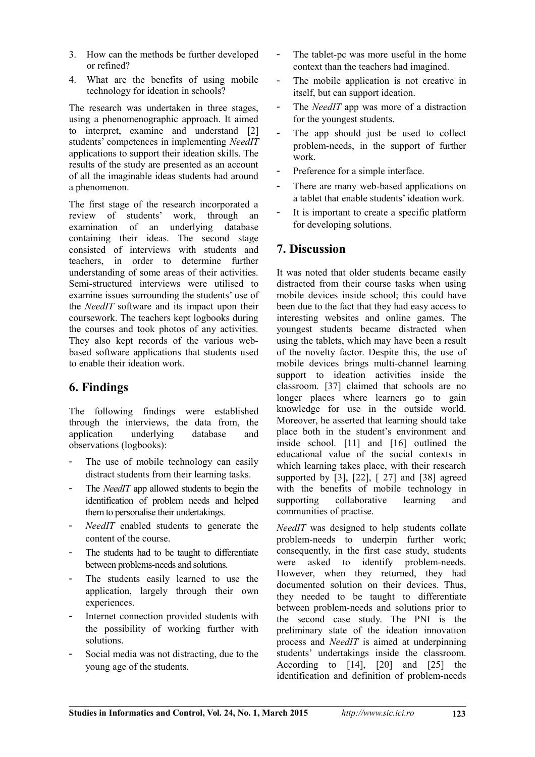3. How can the methods be further developed or refined?
4. What are the benefits of using mobile technology for ideation in schools?

The research was undertaken in three stages, using a phenomenographic approach. It aimed to interpret, examine and understand [2] students' competences in implementing *NeedIT* applications to support their ideation skills. The results of the study are presented as an account of all the imaginable ideas students had around a phenomenon.

The first stage of the research incorporated a review of students' work, through an examination of an underlying database containing their ideas. The second stage consisted of interviews with students and teachers, in order to determine further understanding of some areas of their activities. Semi-structured interviews were utilised to examine issues surrounding the students' use of the *NeedIT* software and its impact upon their coursework. The teachers kept logbooks during the courses and took photos of any activities. They also kept records of the various web-based software applications that students used to enable their ideation work.

## 6. Findings

The following findings were established through the interviews, the data from, the application underlying database and observations (logbooks):

- The use of mobile technology can easily distract students from their learning tasks.
- The *NeedIT* app allowed students to begin the identification of problem needs and helped them to personalise their undertakings.
- *NeedIT* enabled students to generate the content of the course.
- The students had to be taught to differentiate between problems-needs and solutions.
- The students easily learned to use the application, largely through their own experiences.
- Internet connection provided students with the possibility of working further with solutions.
- Social media was not distracting, due to the young age of the students.
- The tablet-pc was more useful in the home context than the teachers had imagined.
- The mobile application is not creative in itself, but can support ideation.
- The *NeedIT* app was more of a distraction for the youngest students.
- The app should just be used to collect problem-needs, in the support of further work.
- Preference for a simple interface.
- There are many web-based applications on a tablet that enable students' ideation work.
- It is important to create a specific platform for developing solutions.

## 7. Discussion

It was noted that older students became easily distracted from their course tasks when using mobile devices inside school; this could have been due to the fact that they had easy access to interesting websites and online games. The youngest students became distracted when using the tablets, which may have been a result of the novelty factor. Despite this, the use of mobile devices brings multi-channel learning support to ideation activities inside the classroom. [37] claimed that schools are no longer places where learners go to gain knowledge for use in the outside world. Moreover, he asserted that learning should take place both in the student's environment and inside school. [11] and [16] outlined the educational value of the social contexts in which learning takes place, with their research supported by [3], [22], [ 27] and [38] agreed with the benefits of mobile technology in supporting collaborative learning and communities of practise.

*NeedIT* was designed to help students collate problem-needs to underpin further work; consequently, in the first case study, students were asked to identify problem-needs. However, when they returned, they had documented solution on their devices. Thus, they needed to be taught to differentiate between problem-needs and solutions prior to the second case study. The PNI is the preliminary state of the ideation innovation process and *NeedIT* is aimed at underpinning students' undertakings inside the classroom. According to [14], [20] and [25] the identification and definition of problem-needs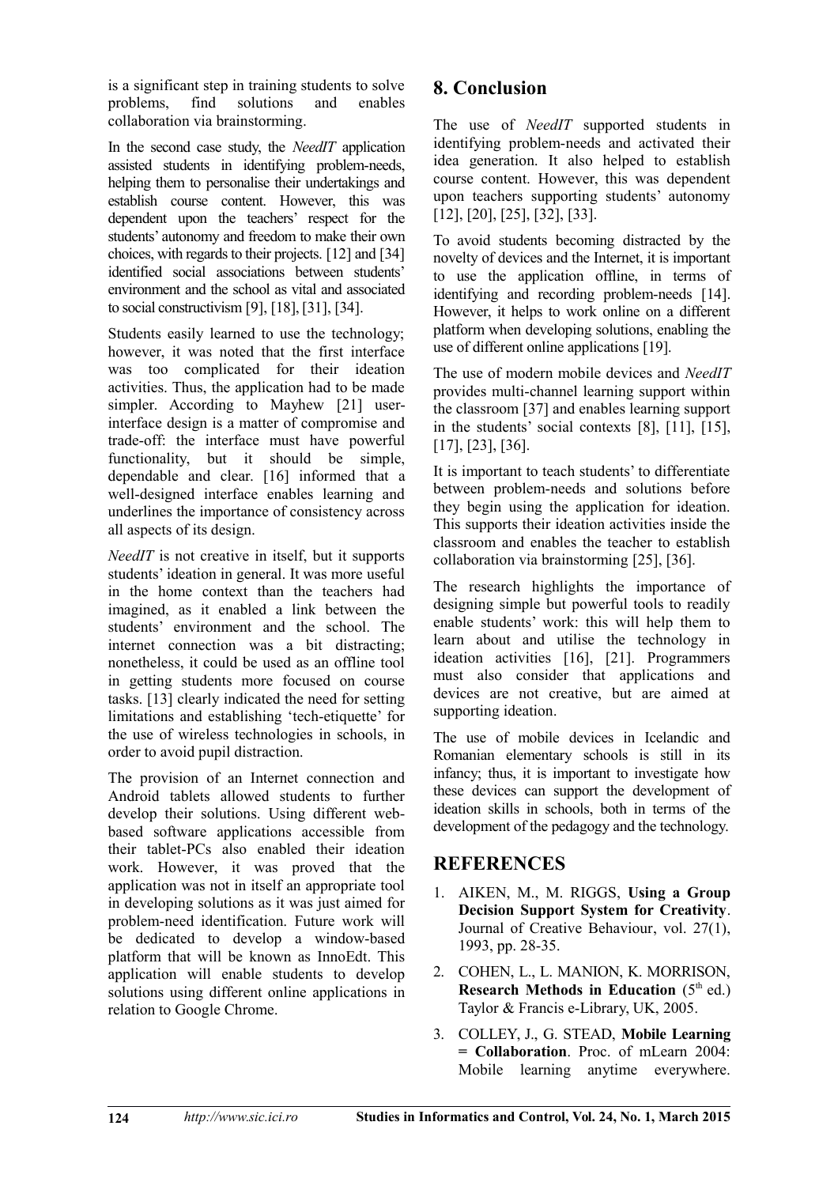is a significant step in training students to solve problems, find solutions and enables collaboration via brainstorming.

In the second case study, the *NeedIT* application assisted students in identifying problem-needs, helping them to personalise their undertakings and establish course content. However, this was dependent upon the teachers' respect for the students' autonomy and freedom to make their own choices, with regards to their projects. [12] and [34] identified social associations between students' environment and the school as vital and associated to social constructivism [9], [18], [31], [34].

Students easily learned to use the technology; however, it was noted that the first interface was too complicated for their ideation activities. Thus, the application had to be made simpler. According to Mayhew [21] user-interface design is a matter of compromise and trade-off: the interface must have powerful functionality, but it should be simple, dependable and clear. [16] informed that a well-designed interface enables learning and underlines the importance of consistency across all aspects of its design.

*NeedIT* is not creative in itself, but it supports students' ideation in general. It was more useful in the home context than the teachers had imagined, as it enabled a link between the students' environment and the school. The internet connection was a bit distracting; nonetheless, it could be used as an offline tool in getting students more focused on course tasks. [13] clearly indicated the need for setting limitations and establishing 'tech-etiquette' for the use of wireless technologies in schools, in order to avoid pupil distraction.

The provision of an Internet connection and Android tablets allowed students to further develop their solutions. Using different web-based software applications accessible from their tablet-PCs also enabled their ideation work. However, it was proved that the application was not in itself an appropriate tool in developing solutions as it was just aimed for problem-need identification. Future work will be dedicated to develop a window-based platform that will be known as InnoEdt. This application will enable students to develop solutions using different online applications in relation to Google Chrome.

# 8. Conclusion

The use of *NeedIT* supported students in identifying problem-needs and activated their idea generation. It also helped to establish course content. However, this was dependent upon teachers supporting students' autonomy [12], [20], [25], [32], [33].

To avoid students becoming distracted by the novelty of devices and the Internet, it is important to use the application offline, in terms of identifying and recording problem-needs [14]. However, it helps to work online on a different platform when developing solutions, enabling the use of different online applications [19].

The use of modern mobile devices and *NeedIT* provides multi-channel learning support within the classroom [37] and enables learning support in the students' social contexts [8], [11], [15], [17], [23], [36].

It is important to teach students' to differentiate between problem-needs and solutions before they begin using the application for ideation. This supports their ideation activities inside the classroom and enables the teacher to establish collaboration via brainstorming [25], [36].

The research highlights the importance of designing simple but powerful tools to readily enable students' work: this will help them to learn about and utilise the technology in ideation activities [16], [21]. Programmers must also consider that applications and devices are not creative, but are aimed at supporting ideation.

The use of mobile devices in Icelandic and Romanian elementary schools is still in its infancy; thus, it is important to investigate how these devices can support the development of ideation skills in schools, both in terms of the development of the pedagogy and the technology.

# REFERENCES

1. AIKEN, M., M. RIGGS, **Using a Group Decision Support System for Creativity**. Journal of Creative Behaviour, vol. 27(1), 1993, pp. 28-35.
2. COHEN, L., L. MANION, K. MORRISON, **Research Methods in Education** (5th ed.) Taylor & Francis e-Library, UK, 2005.
3. COLLEY, J., G. STEAD, **Mobile Learning = Collaboration**. Proc. of mLearn 2004: Mobile learning anytime everywhere.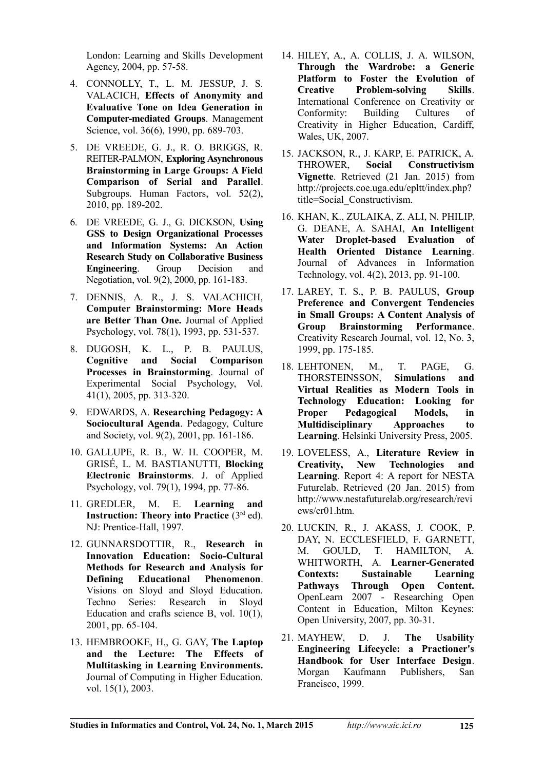London: Learning and Skills Development Agency, 2004, pp. 57-58.

4. CONNOLLY, T., L. M. JESSUP, J. S. VALACICH, **Effects of Anonymity and Evaluative Tone on Idea Generation in Computer-mediated Groups**. Management Science, vol. 36(6), 1990, pp. 689-703.

5. DE VREEDE, G. J., R. O. BRIGGS, R. REITER-PALMON, **Exploring Asynchronous Brainstorming in Large Groups: A Field Comparison of Serial and Parallel**. Subgroups. Human Factors, vol. 52(2), 2010, pp. 189-202.

6. DE VREEDE, G. J., G. DICKSON, **Using GSS to Design Organizational Processes and Information Systems: An Action Research Study on Collaborative Business Engineering**. Group Decision and Negotiation, vol. 9(2), 2000, pp. 161-183.

7. DENNIS, A. R., J. S. VALACHICH, **Computer Brainstorming: More Heads are Better Than One.** Journal of Applied Psychology, vol. 78(1), 1993, pp. 531-537.

8. DUGOSH, K. L., P. B. PAULUS, **Cognitive and Social Comparison Processes in Brainstorming**. Journal of Experimental Social Psychology, Vol. 41(1), 2005, pp. 313-320.

9. EDWARDS, A. **Researching Pedagogy: A Sociocultural Agenda**. Pedagogy, Culture and Society, vol. 9(2), 2001, pp. 161-186.

10. GALLUPE, R. B., W. H. COOPER, M. GRISÉ, L. M. BASTIANUTTI, **Blocking Electronic Brainstorms**. J. of Applied Psychology, vol. 79(1), 1994, pp. 77-86.

11. GREDLER, M. E. **Learning and Instruction: Theory into Practice** (3rd ed). NJ: Prentice-Hall, 1997.

12. GUNNARSDOTTIR, R., **Research in Innovation Education: Socio-Cultural Methods for Research and Analysis for Defining Educational Phenomenon**. Visions on Sloyd and Sloyd Education. Techno Series: Research in Sloyd Education and crafts science B, vol. 10(1), 2001, pp. 65-104.

13. HEMBROOKE, H., G. GAY, **The Laptop and the Lecture: The Effects of Multitasking in Learning Environments.** Journal of Computing in Higher Education. vol. 15(1), 2003.

14. HILEY, A., A. COLLIS, J. A. WILSON, **Through the Wardrobe: a Generic Platform to Foster the Evolution of Creative Problem-solving Skills**. International Conference on Creativity or Conformity: Building Cultures of Creativity in Higher Education, Cardiff, Wales, UK, 2007.

15. JACKSON, R., J. KARP, E. PATRICK, A. THROWER, **Social Constructivism Vignette**. Retrieved (21 Jan. 2015) from http://projects.coe.uga.edu/epltt/index.php?title=Social_Constructivism.

16. KHAN, K., ZULAIKA, Z. ALI, N. PHILIP, G. DEANE, A. SAHAI, **An Intelligent Water Droplet-based Evaluation of Health Oriented Distance Learning**. Journal of Advances in Information Technology, vol. 4(2), 2013, pp. 91-100.

17. LAREY, T. S., P. B. PAULUS, **Group Preference and Convergent Tendencies in Small Groups: A Content Analysis of Group Brainstorming Performance**. Creativity Research Journal, vol. 12, No. 3, 1999, pp. 175-185.

18. LEHTONEN, M., T. PAGE, G. THORSTEINSSON, **Simulations and Virtual Realities as Modern Tools in Technology Education: Looking for Proper Pedagogical Models, in Multidisciplinary Approaches to Learning**. Helsinki University Press, 2005.

19. LOVELESS, A., **Literature Review in Creativity, New Technologies and Learning**. Report 4: A report for NESTA Futurelab. Retrieved (20 Jan. 2015) from http://www.nestafuturelab.org/research/reviews/cr01.htm.

20. LUCKIN, R., J. AKASS, J. COOK, P. DAY, N. ECCLESFIELD, F. GARNETT, M. GOULD, T. HAMILTON, A. WHITWORTH, A. **Learner-Generated Contexts: Sustainable Learning Pathways Through Open Content.** OpenLearn 2007 - Researching Open Content in Education, Milton Keynes: Open University, 2007, pp. 30-31.

21. MAYHEW, D. J. **The Usability Engineering Lifecycle: a Practioner's Handbook for User Interface Design**. Morgan Kaufmann Publishers, San Francisco, 1999.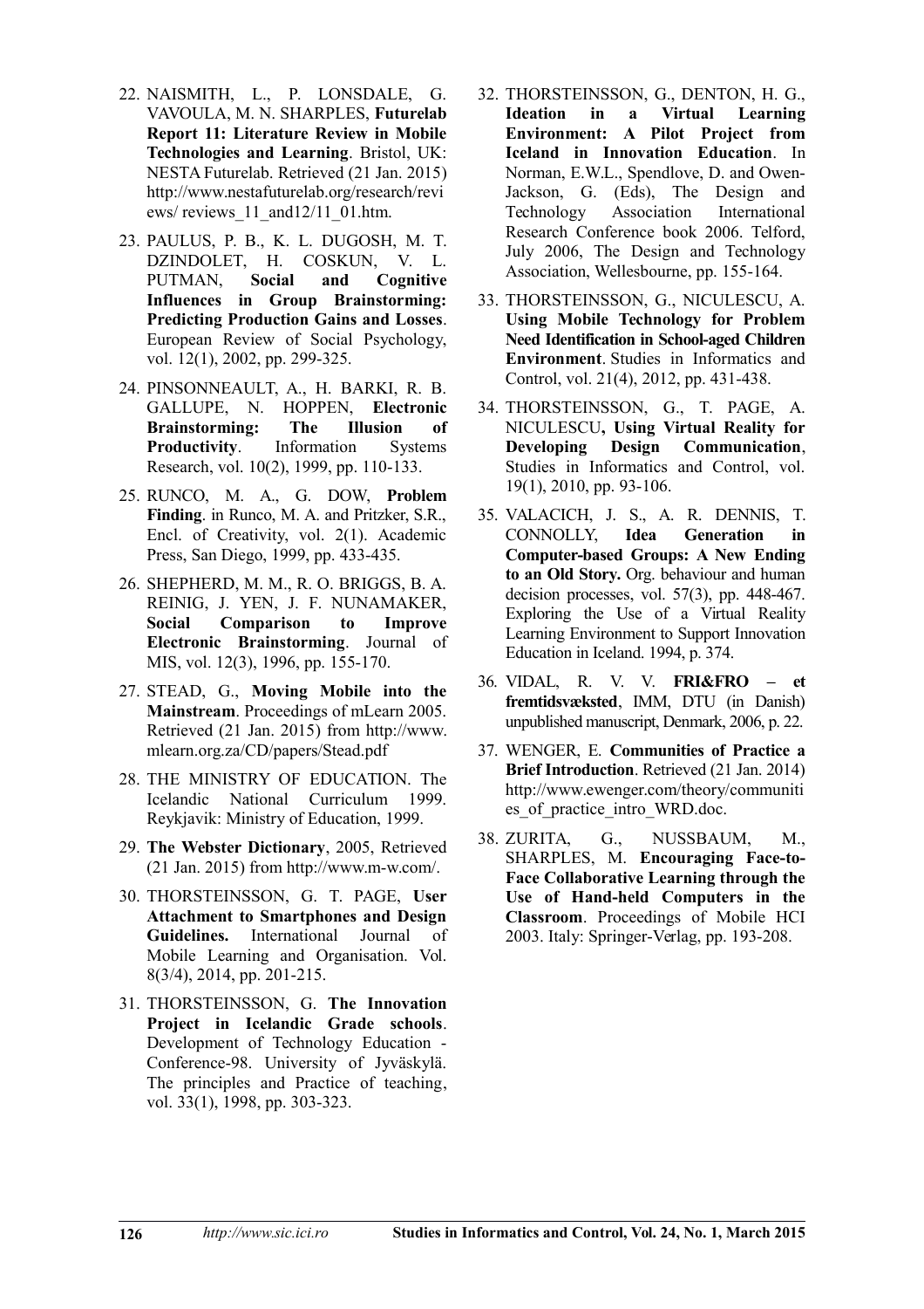22. NAISMITH, L., P. LONSDALE, G. VAVOULA, M. N. SHARPLES, **Futurelab Report 11: Literature Review in Mobile Technologies and Learning**. Bristol, UK: NESTA Futurelab. Retrieved (21 Jan. 2015) http://www.nestafuturelab.org/research/reviews/ reviews_11_and12/11_01.htm.

23. PAULUS, P. B., K. L. DUGOSH, M. T. DZINDOLET, H. COSKUN, V. L. PUTMAN, **Social and Cognitive Influences in Group Brainstorming: Predicting Production Gains and Losses**. European Review of Social Psychology, vol. 12(1), 2002, pp. 299-325.

24. PINSONNEAULT, A., H. BARKI, R. B. GALLUPE, N. HOPPEN, **Electronic Brainstorming: The Illusion of Productivity**. Information Systems Research, vol. 10(2), 1999, pp. 110-133.

25. RUNCO, M. A., G. DOW, **Problem Finding**. in Runco, M. A. and Pritzker, S.R., Encl. of Creativity, vol. 2(1). Academic Press, San Diego, 1999, pp. 433-435.

26. SHEPHERD, M. M., R. O. BRIGGS, B. A. REINIG, J. YEN, J. F. NUNAMAKER, **Social Comparison to Improve Electronic Brainstorming**. Journal of MIS, vol. 12(3), 1996, pp. 155-170.

27. STEAD, G., **Moving Mobile into the Mainstream**. Proceedings of mLearn 2005. Retrieved (21 Jan. 2015) from http://www.mlearn.org.za/CD/papers/Stead.pdf

28. THE MINISTRY OF EDUCATION. The Icelandic National Curriculum 1999. Reykjavik: Ministry of Education, 1999.

29. **The Webster Dictionary**, 2005, Retrieved (21 Jan. 2015) from http://www.m-w.com/.

30. THORSTEINSSON, G. T. PAGE, **User Attachment to Smartphones and Design Guidelines.** International Journal of Mobile Learning and Organisation. Vol. 8(3/4), 2014, pp. 201-215.

31. THORSTEINSSON, G. **The Innovation Project in Icelandic Grade schools**. Development of Technology Education - Conference-98. University of Jyväskylä. The principles and Practice of teaching, vol. 33(1), 1998, pp. 303-323.

32. THORSTEINSSON, G., DENTON, H. G., **Ideation in a Virtual Learning Environment: A Pilot Project from Iceland in Innovation Education**. In Norman, E.W.L., Spendlove, D. and Owen-Jackson, G. (Eds), The Design and Technology Association International Research Conference book 2006. Telford, July 2006, The Design and Technology Association, Wellesbourne, pp. 155-164.

33. THORSTEINSSON, G., NICULESCU, A. **Using Mobile Technology for Problem Need Identification in School-aged Children Environment**. Studies in Informatics and Control, vol. 21(4), 2012, pp. 431-438.

34. THORSTEINSSON, G., T. PAGE, A. NICULESCU**, Using Virtual Reality for Developing Design Communication**, Studies in Informatics and Control, vol. 19(1), 2010, pp. 93-106.

35. VALACICH, J. S., A. R. DENNIS, T. CONNOLLY, **Idea Generation in Computer-based Groups: A New Ending to an Old Story.** Org. behaviour and human decision processes, vol. 57(3), pp. 448-467. Exploring the Use of a Virtual Reality Learning Environment to Support Innovation Education in Iceland. 1994, p. 374.

36. VIDAL, R. V. V. **FRI&FRO – et fremtidsværksted**, IMM, DTU (in Danish) unpublished manuscript, Denmark, 2006, p. 22.

37. WENGER, E. **Communities of Practice a Brief Introduction**. Retrieved (21 Jan. 2014) http://www.ewenger.com/theory/communities_of_practice_intro_WRD.doc.

38. ZURITA, G., NUSSBAUM, M., SHARPLES, M. **Encouraging Face-to-Face Collaborative Learning through the Use of Hand-held Computers in the Classroom**. Proceedings of Mobile HCI 2003. Italy: Springer-Verlag, pp. 193-208.